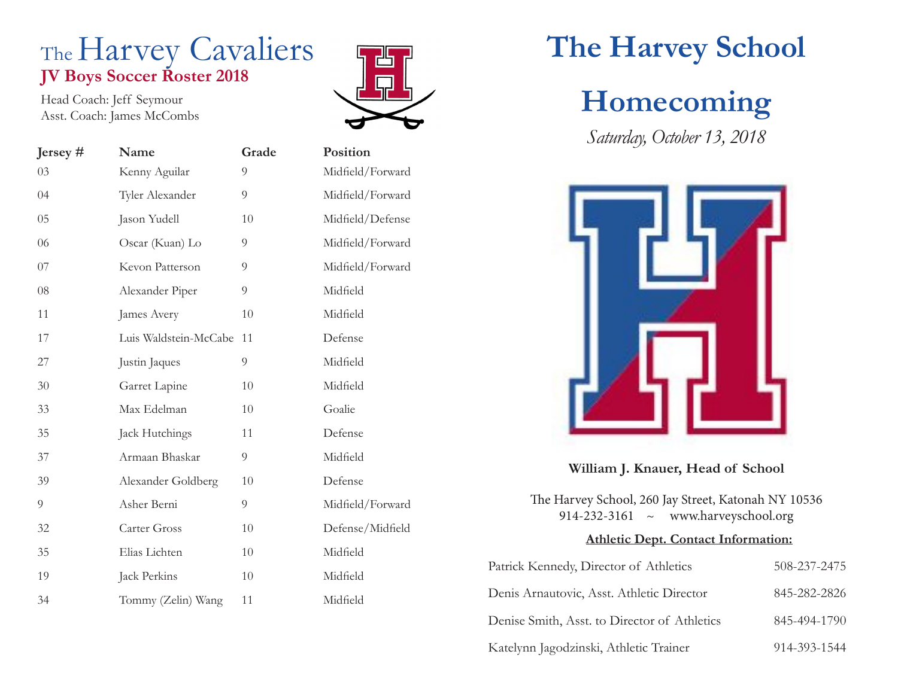# The Harvey Cavaliers

## JV Boys Soccer Roster 2018

Head Coach: Jeff Seymour
Asst. Coach: James McCombs

| Jersey # | Name | Grade | Position |
|---|---|---|---|
| 03 | Kenny Aguilar | 9 | Midfield/Forward |
| 04 | Tyler Alexander | 9 | Midfield/Forward |
| 05 | Jason Yudell | 10 | Midfield/Defense |
| 06 | Oscar (Kuan) Lo | 9 | Midfield/Forward |
| 07 | Kevon Patterson | 9 | Midfield/Forward |
| 08 | Alexander Piper | 9 | Midfield |
| 11 | James Avery | 10 | Midfield |
| 17 | Luis Waldstein-McCabe | 11 | Defense |
| 27 | Justin Jaques | 9 | Midfield |
| 30 | Garret Lapine | 10 | Midfield |
| 33 | Max Edelman | 10 | Goalie |
| 35 | Jack Hutchings | 11 | Defense |
| 37 | Armaan Bhaskar | 9 | Midfield |
| 39 | Alexander Goldberg | 10 | Defense |
| 9 | Asher Berni | 9 | Midfield/Forward |
| 32 | Carter Gross | 10 | Defense/Midfield |
| 35 | Elias Lichten | 10 | Midfield |
| 19 | Jack Perkins | 10 | Midfield |
| 34 | Tommy (Zelin) Wang | 11 | Midfield |

# The Harvey School

# Homecoming

*Saturday, October 13, 2018*

**William J. Knauer, Head of School**

The Harvey School, 260 Jay Street, Katonah NY 10536
914-232-3161 ~ www.harveyschool.org

**Athletic Dept. Contact Information:**

| | |
|---|---|
| Patrick Kennedy, Director of Athletics | 508-237-2475 |
| Denis Arnautovic, Asst. Athletic Director | 845-282-2826 |
| Denise Smith, Asst. to Director of Athletics | 845-494-1790 |
| Katelynn Jagodzinski, Athletic Trainer | 914-393-1544 |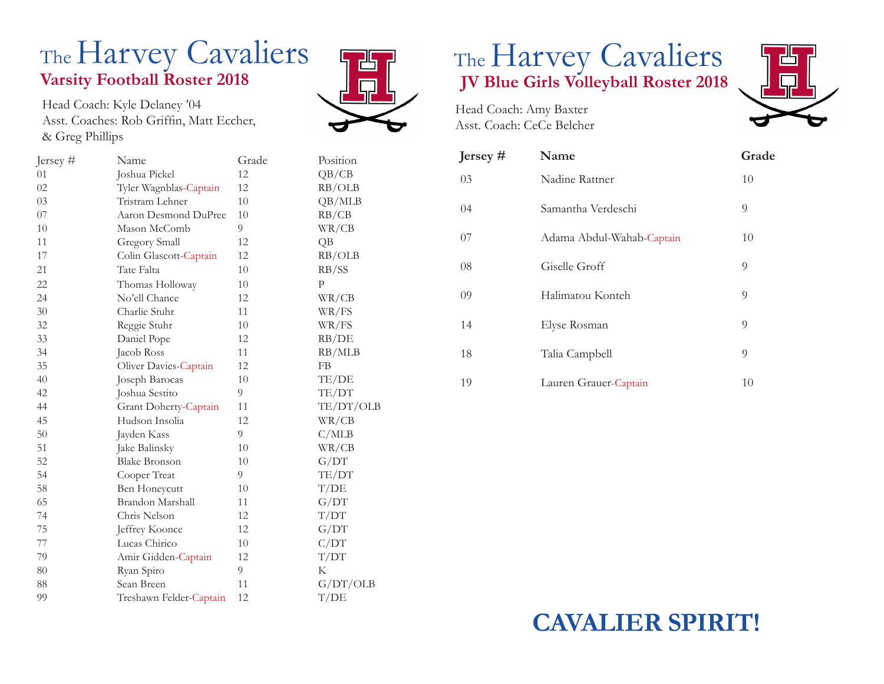# The Harvey Cavaliers

## Varsity Football Roster 2018

Head Coach: Kyle Delaney '04
Asst. Coaches: Rob Griffin, Matt Eccher, & Greg Phillips

| Jersey # | Name | Grade | Position |
|---|---|---|---|
| 01 | Joshua Pickel | 12 | QB/CB |
| 02 | Tyler Wagnblas-Captain | 12 | RB/OLB |
| 03 | Tristram Lehner | 10 | QB/MLB |
| 07 | Aaron Desmond DuPree | 10 | RB/CB |
| 10 | Mason McComb | 9 | WR/CB |
| 11 | Gregory Small | 12 | QB |
| 17 | Colin Glascott-Captain | 12 | RB/OLB |
| 21 | Tate Falta | 10 | RB/SS |
| 22 | Thomas Holloway | 10 | P |
| 24 | No'ell Chance | 12 | WR/CB |
| 30 | Charlie Stuhr | 11 | WR/FS |
| 32 | Reggie Stuhr | 10 | WR/FS |
| 33 | Daniel Pope | 12 | RB/DE |
| 34 | Jacob Ross | 11 | RB/MLB |
| 35 | Oliver Davies-Captain | 12 | FB |
| 40 | Joseph Barocas | 10 | TE/DE |
| 42 | Joshua Sestito | 9 | TE/DT |
| 44 | Grant Doherty-Captain | 11 | TE/DT/OLB |
| 45 | Hudson Insolia | 12 | WR/CB |
| 50 | Jayden Kass | 9 | C/MLB |
| 51 | Jake Balinsky | 10 | WR/CB |
| 52 | Blake Bronson | 10 | G/DT |
| 54 | Cooper Treat | 9 | TE/DT |
| 58 | Ben Honeycutt | 10 | T/DE |
| 65 | Brandon Marshall | 11 | G/DT |
| 74 | Chris Nelson | 12 | T/DT |
| 75 | Jeffrey Koonce | 12 | G/DT |
| 77 | Lucas Chirico | 10 | C/DT |
| 79 | Amir Gidden-Captain | 12 | T/DT |
| 80 | Ryan Spiro | 9 | K |
| 88 | Sean Breen | 11 | G/DT/OLB |
| 99 | Treshawn Felder-Captain | 12 | T/DE |

# The Harvey Cavaliers

## JV Blue Girls Volleyball Roster 2018

Head Coach: Amy Baxter
Asst. Coach: CeCe Belcher

| Jersey # | Name | Grade |
|---|---|---|
| 03 | Nadine Rattner | 10 |
| 04 | Samantha Verdeschi | 9 |
| 07 | Adama Abdul-Wahab-Captain | 10 |
| 08 | Giselle Groff | 9 |
| 09 | Halimatou Konteh | 9 |
| 14 | Elyse Rosman | 9 |
| 18 | Talia Campbell | 9 |
| 19 | Lauren Grauer-Captain | 10 |

**CAVALIER SPIRIT!**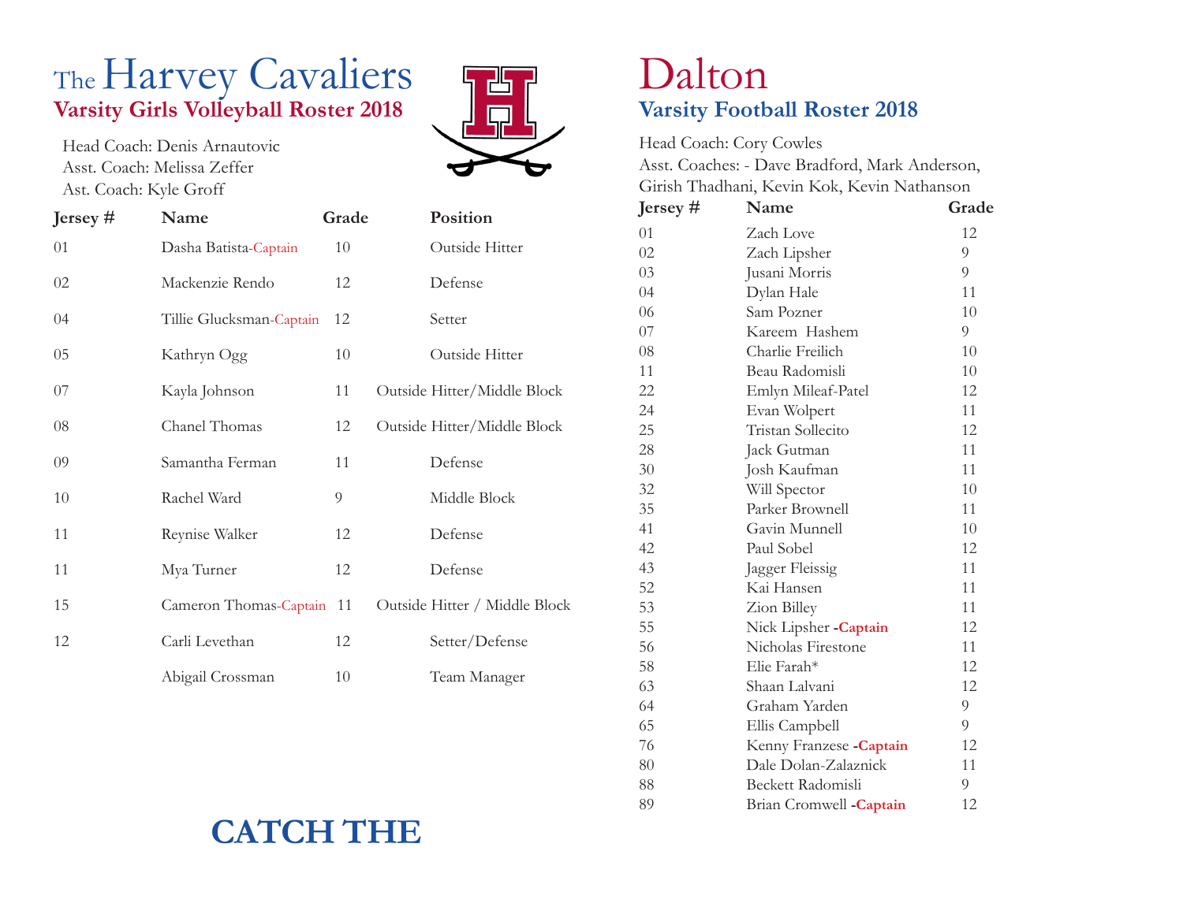# The Harvey Cavaliers

## Varsity Girls Volleyball Roster 2018

Head Coach: Denis Arnautovic
Asst. Coach: Melissa Zeffer
Ast. Coach: Kyle Groff

| Jersey # | Name | Grade | Position |
|---|---|---|---|
| 01 | Dasha Batista-Captain | 10 | Outside Hitter |
| 02 | Mackenzie Rendo | 12 | Defense |
| 04 | Tillie Glucksman-Captain | 12 | Setter |
| 05 | Kathryn Ogg | 10 | Outside Hitter |
| 07 | Kayla Johnson | 11 | Outside Hitter/Middle Block |
| 08 | Chanel Thomas | 12 | Outside Hitter/Middle Block |
| 09 | Samantha Ferman | 11 | Defense |
| 10 | Rachel Ward | 9 | Middle Block |
| 11 | Reynise Walker | 12 | Defense |
| 11 | Mya Turner | 12 | Defense |
| 15 | Cameron Thomas-Captain | 11 | Outside Hitter / Middle Block |
| 12 | Carli Levethan | 12 | Setter/Defense |
| | Abigail Crossman | 10 | Team Manager |

**CATCH THE**

# Dalton

## Varsity Football Roster 2018

Head Coach: Cory Cowles
Asst. Coaches: - Dave Bradford, Mark Anderson, Girish Thadhani, Kevin Kok, Kevin Nathanson

| Jersey # | Name | Grade |
|---|---|---|
| 01 | Zach Love | 12 |
| 02 | Zach Lipsher | 9 |
| 03 | Jusani Morris | 9 |
| 04 | Dylan Hale | 11 |
| 06 | Sam Pozner | 10 |
| 07 | Kareem Hashem | 9 |
| 08 | Charlie Freilich | 10 |
| 11 | Beau Radomisli | 10 |
| 22 | Emlyn Mileaf-Patel | 12 |
| 24 | Evan Wolpert | 11 |
| 25 | Tristan Sollecito | 12 |
| 28 | Jack Gutman | 11 |
| 30 | Josh Kaufman | 11 |
| 32 | Will Spector | 10 |
| 35 | Parker Brownell | 11 |
| 41 | Gavin Munnell | 10 |
| 42 | Paul Sobel | 12 |
| 43 | Jagger Fleissig | 11 |
| 52 | Kai Hansen | 11 |
| 53 | Zion Billey | 11 |
| 55 | Nick Lipsher **-Captain** | 12 |
| 56 | Nicholas Firestone | 11 |
| 58 | Elie Farah* | 12 |
| 63 | Shaan Lalvani | 12 |
| 64 | Graham Yarden | 9 |
| 65 | Ellis Campbell | 9 |
| 76 | Kenny Franzese **-Captain** | 12 |
| 80 | Dale Dolan-Zalaznick | 11 |
| 88 | Beckett Radomisli | 9 |
| 89 | Brian Cromwell **-Captain** | 12 |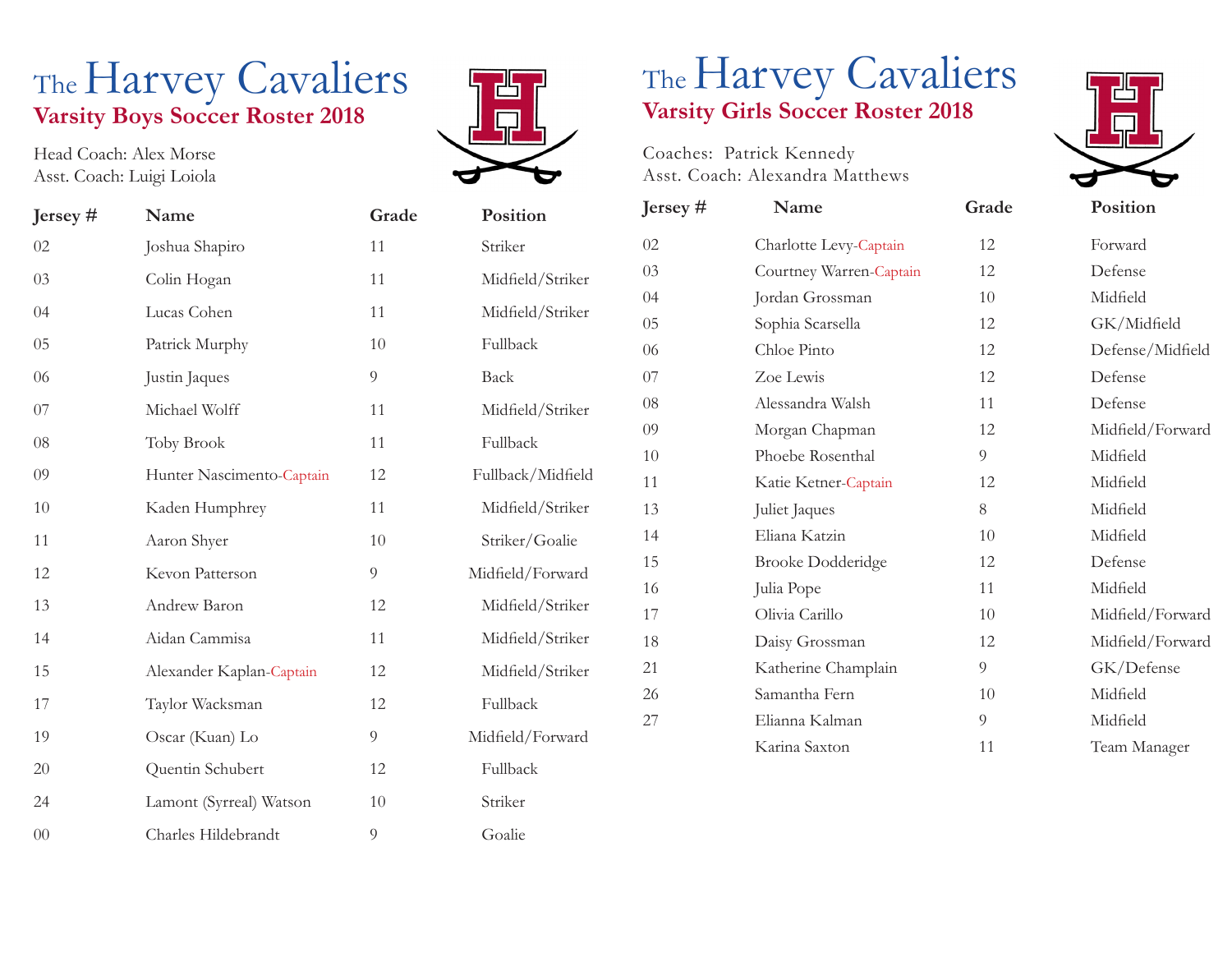# The Harvey Cavaliers

## Varsity Boys Soccer Roster 2018

Head Coach: Alex Morse
Asst. Coach: Luigi Loiola

| Jersey # | Name | Grade | Position |
|---|---|---|---|
| 02 | Joshua Shapiro | 11 | Striker |
| 03 | Colin Hogan | 11 | Midfield/Striker |
| 04 | Lucas Cohen | 11 | Midfield/Striker |
| 05 | Patrick Murphy | 10 | Fullback |
| 06 | Justin Jaques | 9 | Back |
| 07 | Michael Wolff | 11 | Midfield/Striker |
| 08 | Toby Brook | 11 | Fullback |
| 09 | Hunter Nascimento-Captain | 12 | Fullback/Midfield |
| 10 | Kaden Humphrey | 11 | Midfield/Striker |
| 11 | Aaron Shyer | 10 | Striker/Goalie |
| 12 | Kevon Patterson | 9 | Midfield/Forward |
| 13 | Andrew Baron | 12 | Midfield/Striker |
| 14 | Aidan Cammisa | 11 | Midfield/Striker |
| 15 | Alexander Kaplan-Captain | 12 | Midfield/Striker |
| 17 | Taylor Wacksman | 12 | Fullback |
| 19 | Oscar (Kuan) Lo | 9 | Midfield/Forward |
| 20 | Quentin Schubert | 12 | Fullback |
| 24 | Lamont (Syrreal) Watson | 10 | Striker |
| 00 | Charles Hildebrandt | 9 | Goalie |

# The Harvey Cavaliers

## Varsity Girls Soccer Roster 2018

Coaches: Patrick Kennedy
Asst. Coach: Alexandra Matthews

| Jersey # | Name | Grade | Position |
|---|---|---|---|
| 02 | Charlotte Levy-Captain | 12 | Forward |
| 03 | Courtney Warren-Captain | 12 | Defense |
| 04 | Jordan Grossman | 10 | Midfield |
| 05 | Sophia Scarsella | 12 | GK/Midfield |
| 06 | Chloe Pinto | 12 | Defense/Midfield |
| 07 | Zoe Lewis | 12 | Defense |
| 08 | Alessandra Walsh | 11 | Defense |
| 09 | Morgan Chapman | 12 | Midfield/Forward |
| 10 | Phoebe Rosenthal | 9 | Midfield |
| 11 | Katie Ketner-Captain | 12 | Midfield |
| 13 | Juliet Jaques | 8 | Midfield |
| 14 | Eliana Katzin | 10 | Midfield |
| 15 | Brooke Dodderidge | 12 | Defense |
| 16 | Julia Pope | 11 | Midfield |
| 17 | Olivia Carillo | 10 | Midfield/Forward |
| 18 | Daisy Grossman | 12 | Midfield/Forward |
| 21 | Katherine Champlain | 9 | GK/Defense |
| 26 | Samantha Fern | 10 | Midfield |
| 27 | Elianna Kalman | 9 | Midfield |
| | Karina Saxton | 11 | Team Manager |